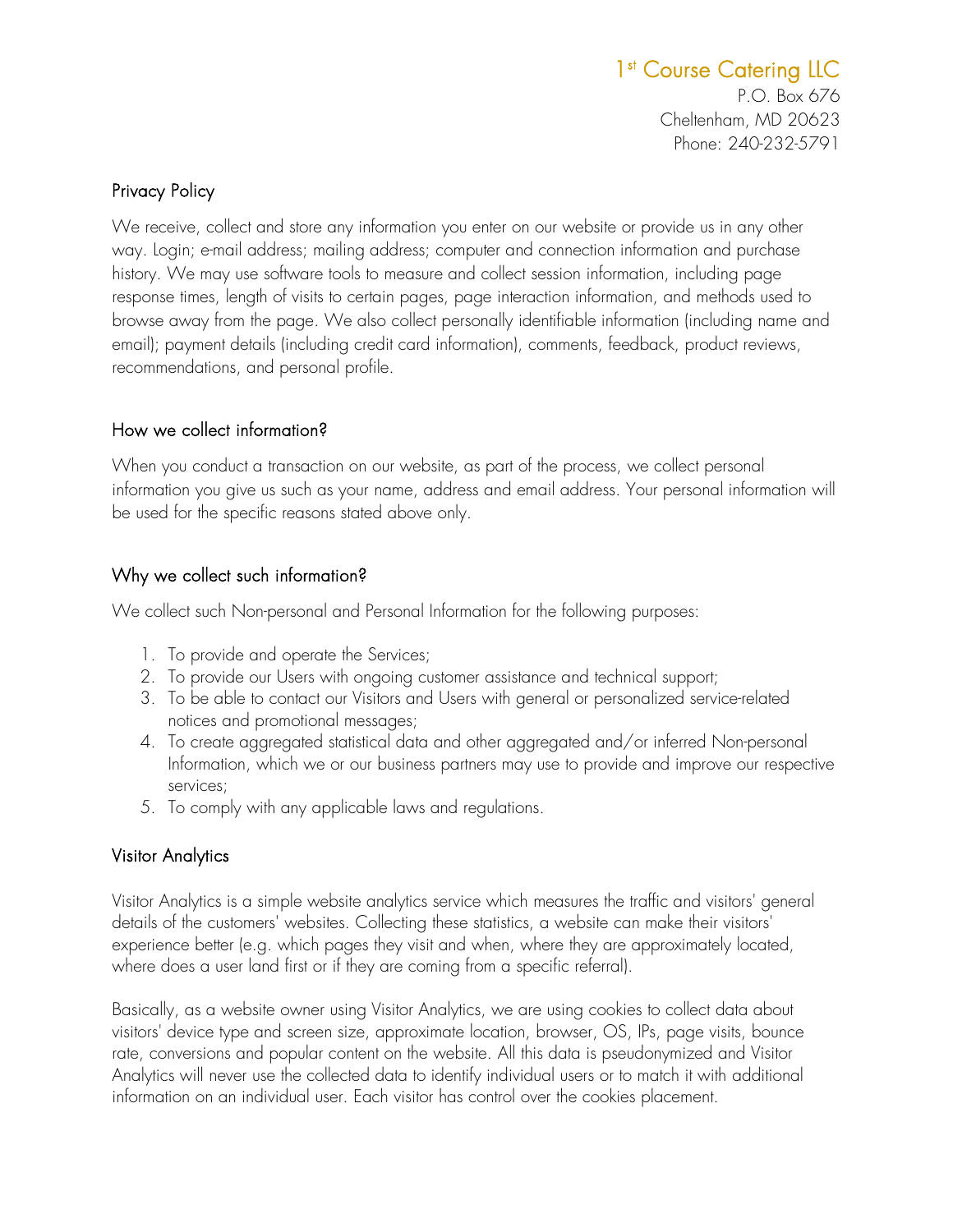1st Course Catering LLC
P.O. Box 676
Cheltenham, MD 20623
Phone: 240-232-5791

## Privacy Policy

We receive, collect and store any information you enter on our website or provide us in any other way. Login; e-mail address; mailing address; computer and connection information and purchase history. We may use software tools to measure and collect session information, including page response times, length of visits to certain pages, page interaction information, and methods used to browse away from the page. We also collect personally identifiable information (including name and email); payment details (including credit card information), comments, feedback, product reviews, recommendations, and personal profile.

## How we collect information?

When you conduct a transaction on our website, as part of the process, we collect personal information you give us such as your name, address and email address. Your personal information will be used for the specific reasons stated above only.

## Why we collect such information?

We collect such Non-personal and Personal Information for the following purposes:

1. To provide and operate the Services;
2. To provide our Users with ongoing customer assistance and technical support;
3. To be able to contact our Visitors and Users with general or personalized service-related notices and promotional messages;
4. To create aggregated statistical data and other aggregated and/or inferred Non-personal Information, which we or our business partners may use to provide and improve our respective services;
5. To comply with any applicable laws and regulations.

## Visitor Analytics

Visitor Analytics is a simple website analytics service which measures the traffic and visitors' general details of the customers' websites. Collecting these statistics, a website can make their visitors' experience better (e.g. which pages they visit and when, where they are approximately located, where does a user land first or if they are coming from a specific referral).

Basically, as a website owner using Visitor Analytics, we are using cookies to collect data about visitors' device type and screen size, approximate location, browser, OS, IPs, page visits, bounce rate, conversions and popular content on the website. All this data is pseudonymized and Visitor Analytics will never use the collected data to identify individual users or to match it with additional information on an individual user. Each visitor has control over the cookies placement.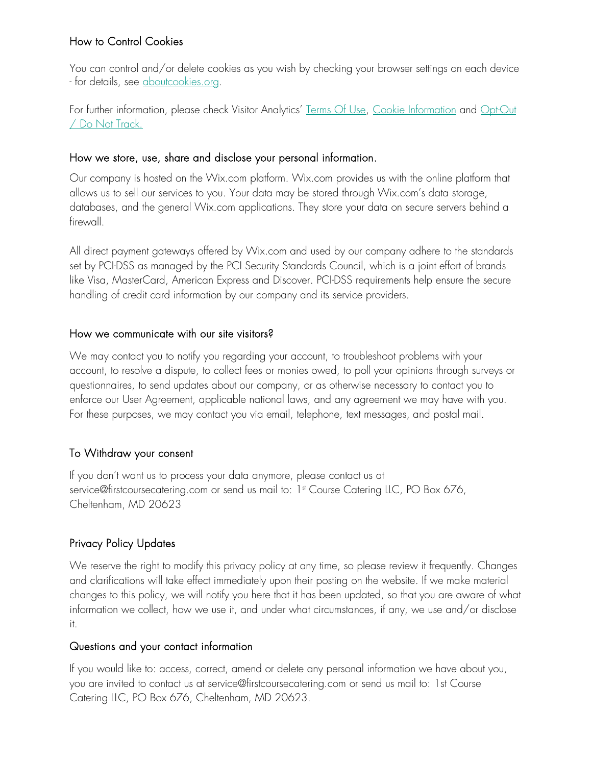## How to Control Cookies

You can control and/or delete cookies as you wish by checking your browser settings on each device - for details, see aboutcookies.org.

For further information, please check Visitor Analytics' Terms Of Use, Cookie Information and Opt-Out / Do Not Track.

## How we store, use, share and disclose your personal information.

Our company is hosted on the Wix.com platform. Wix.com provides us with the online platform that allows us to sell our services to you. Your data may be stored through Wix.com's data storage, databases, and the general Wix.com applications. They store your data on secure servers behind a firewall.

All direct payment gateways offered by Wix.com and used by our company adhere to the standards set by PCI-DSS as managed by the PCI Security Standards Council, which is a joint effort of brands like Visa, MasterCard, American Express and Discover. PCI-DSS requirements help ensure the secure handling of credit card information by our company and its service providers.

## How we communicate with our site visitors?

We may contact you to notify you regarding your account, to troubleshoot problems with your account, to resolve a dispute, to collect fees or monies owed, to poll your opinions through surveys or questionnaires, to send updates about our company, or as otherwise necessary to contact you to enforce our User Agreement, applicable national laws, and any agreement we may have with you. For these purposes, we may contact you via email, telephone, text messages, and postal mail.

## To Withdraw your consent

If you don't want us to process your data anymore, please contact us at service@firstcoursecatering.com or send us mail to: 1st Course Catering LLC, PO Box 676, Cheltenham, MD 20623

## Privacy Policy Updates

We reserve the right to modify this privacy policy at any time, so please review it frequently. Changes and clarifications will take effect immediately upon their posting on the website. If we make material changes to this policy, we will notify you here that it has been updated, so that you are aware of what information we collect, how we use it, and under what circumstances, if any, we use and/or disclose it.

## Questions and your contact information

If you would like to: access, correct, amend or delete any personal information we have about you, you are invited to contact us at service@firstcoursecatering.com or send us mail to: 1st Course Catering LLC, PO Box 676, Cheltenham, MD 20623.